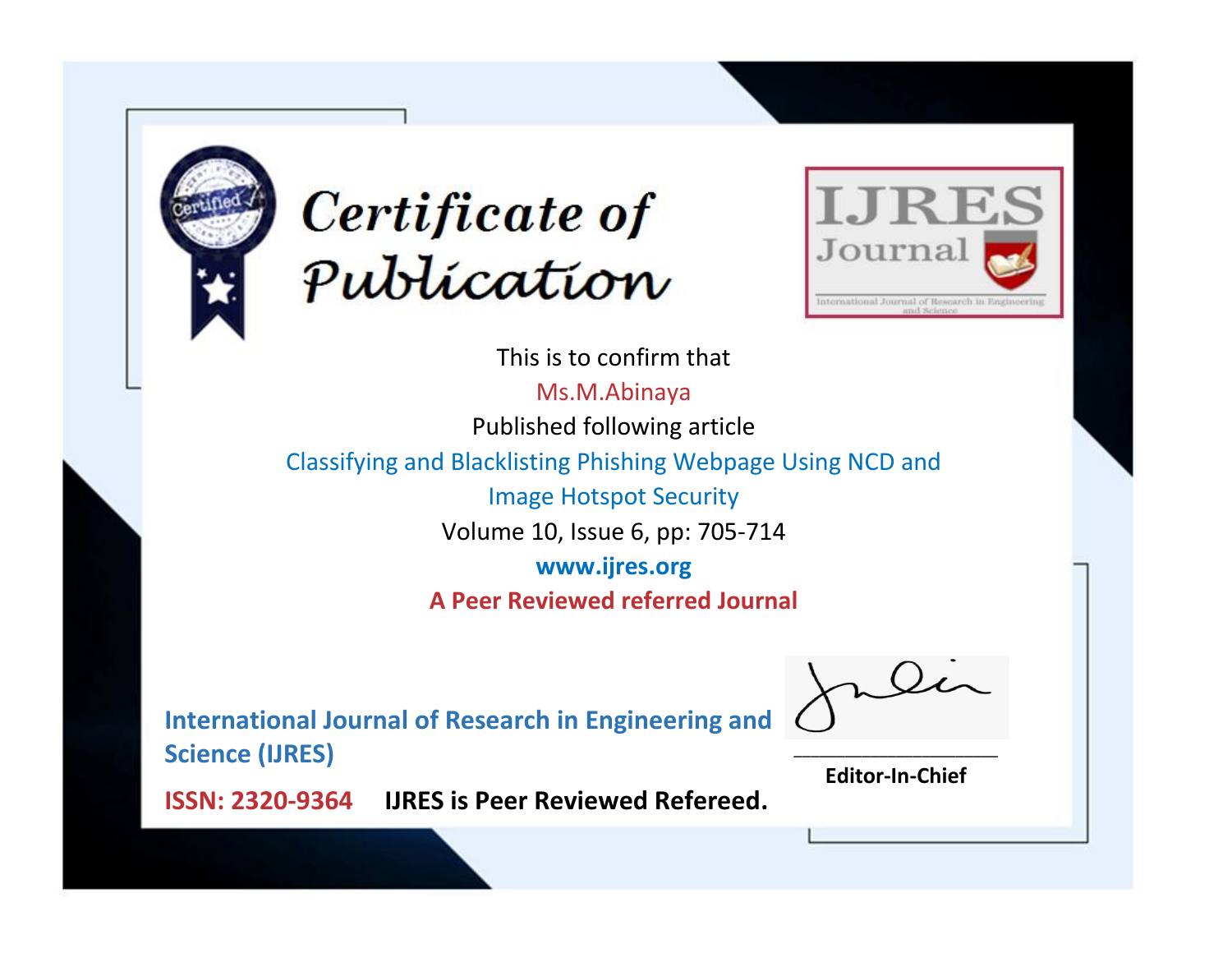# Certificate of Publication

IJRES Journal

International Journal of Research in Engineering and Science

This is to confirm that

Ms.M.Abinaya

Published following article

Classifying and Blacklisting Phishing Webpage Using NCD and Image Hotspot Security

Volume 10, Issue 6, pp: 705-714

**www.ijres.org**

**A Peer Reviewed referred Journal**

**International Journal of Research in Engineering and Science (IJRES)**

**ISSN: 2320-9364** **IJRES is Peer Reviewed Refereed.**

**Editor-In-Chief**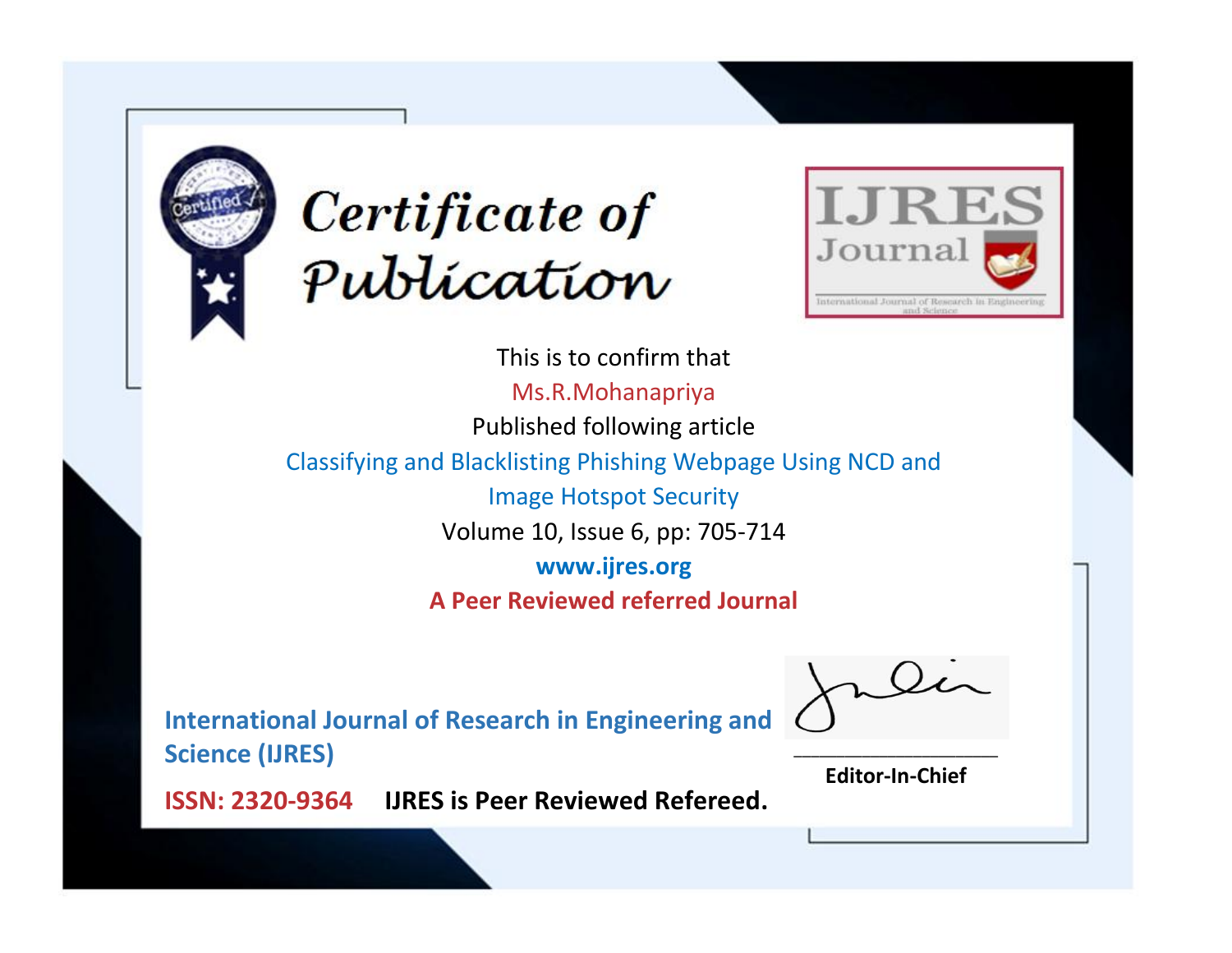# Certificate of Publication

**IJRES Journal**

International Journal of Research in Engineering and Science

This is to confirm that

Ms.R.Mohanapriya

Published following article

Classifying and Blacklisting Phishing Webpage Using NCD and Image Hotspot Security

Volume 10, Issue 6, pp: 705-714

**www.ijres.org**

**A Peer Reviewed referred Journal**

**International Journal of Research in Engineering and Science (IJRES)**

**ISSN: 2320-9364** **IJRES is Peer Reviewed Refereed.**

**Editor-In-Chief**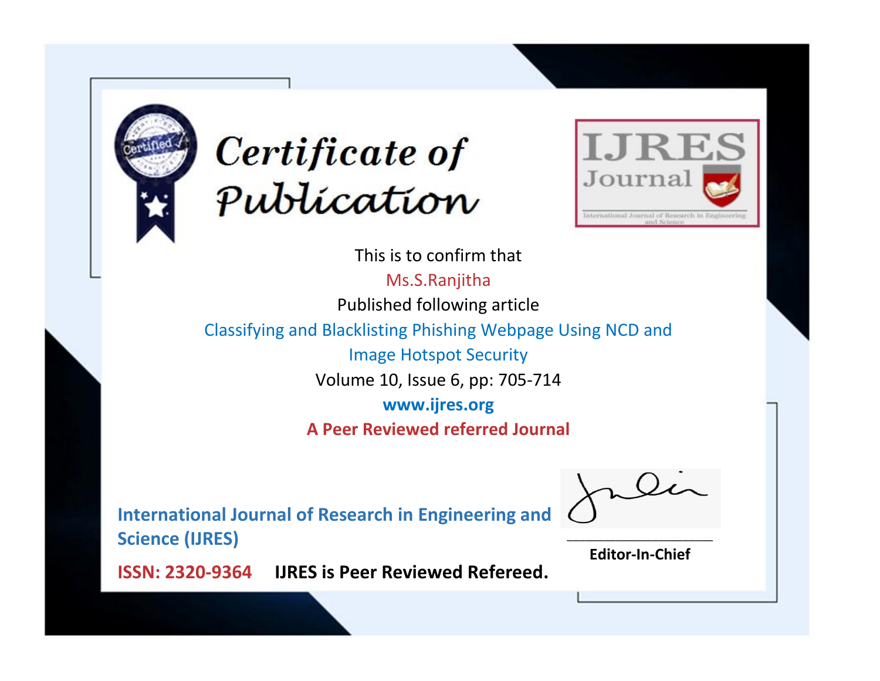# Certificate of Publication

IJRES Journal

International Journal of Research in Engineering and Science

This is to confirm that

Ms.S.Ranjitha

Published following article

Classifying and Blacklisting Phishing Webpage Using NCD and Image Hotspot Security

Volume 10, Issue 6, pp: 705-714

**www.ijres.org**

**A Peer Reviewed referred Journal**

**International Journal of Research in Engineering and Science (IJRES)**

**ISSN: 2320-9364** **IJRES is Peer Reviewed Refereed.**

**Editor-In-Chief**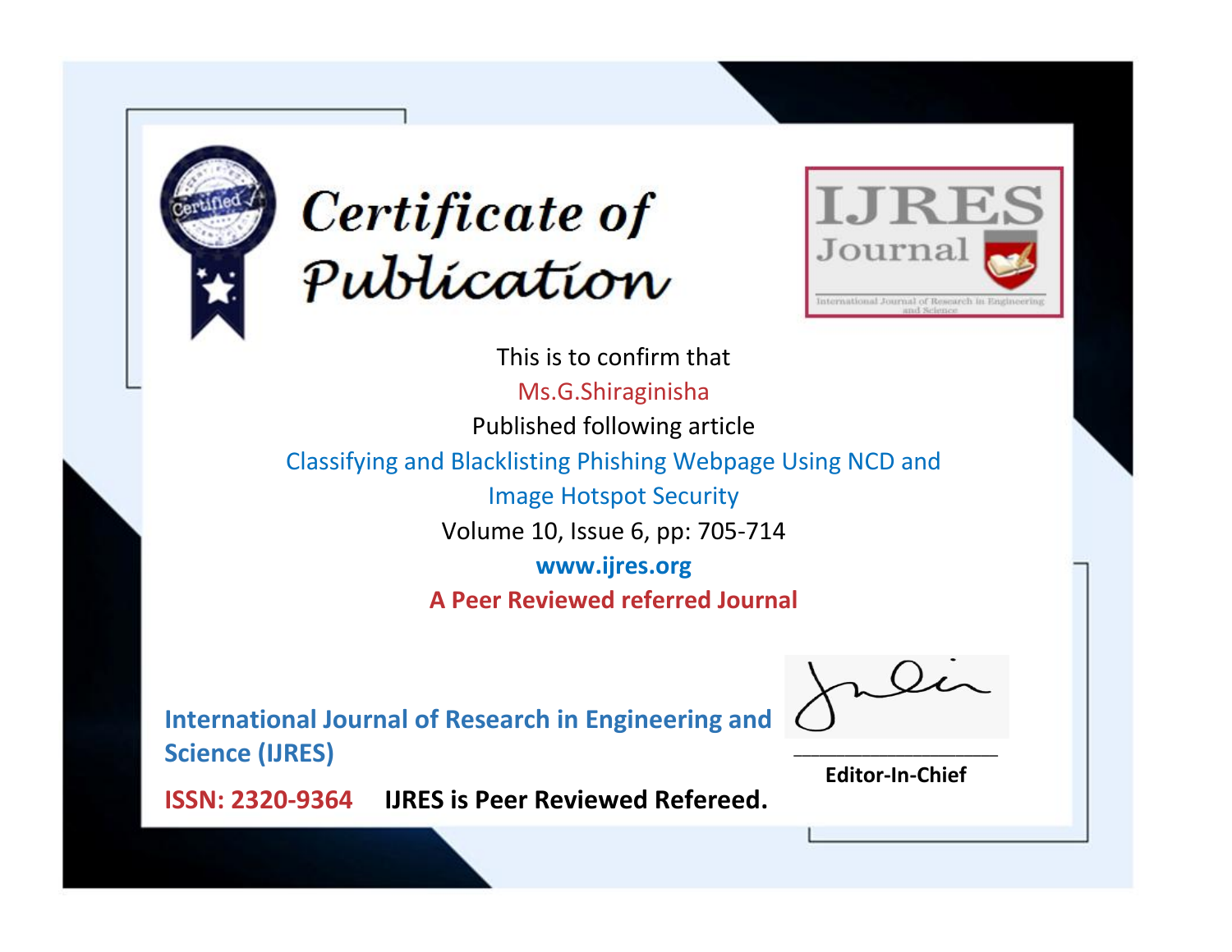# Certificate of Publication

IJRES Journal

International Journal of Research in Engineering and Science

This is to confirm that

Ms.G.Shiraginisha

Published following article

Classifying and Blacklisting Phishing Webpage Using NCD and Image Hotspot Security

Volume 10, Issue 6, pp: 705-714

**www.ijres.org**

**A Peer Reviewed referred Journal**

**International Journal of Research in Engineering and Science (IJRES)**

**ISSN: 2320-9364** **IJRES is Peer Reviewed Refereed.**

**Editor-In-Chief**